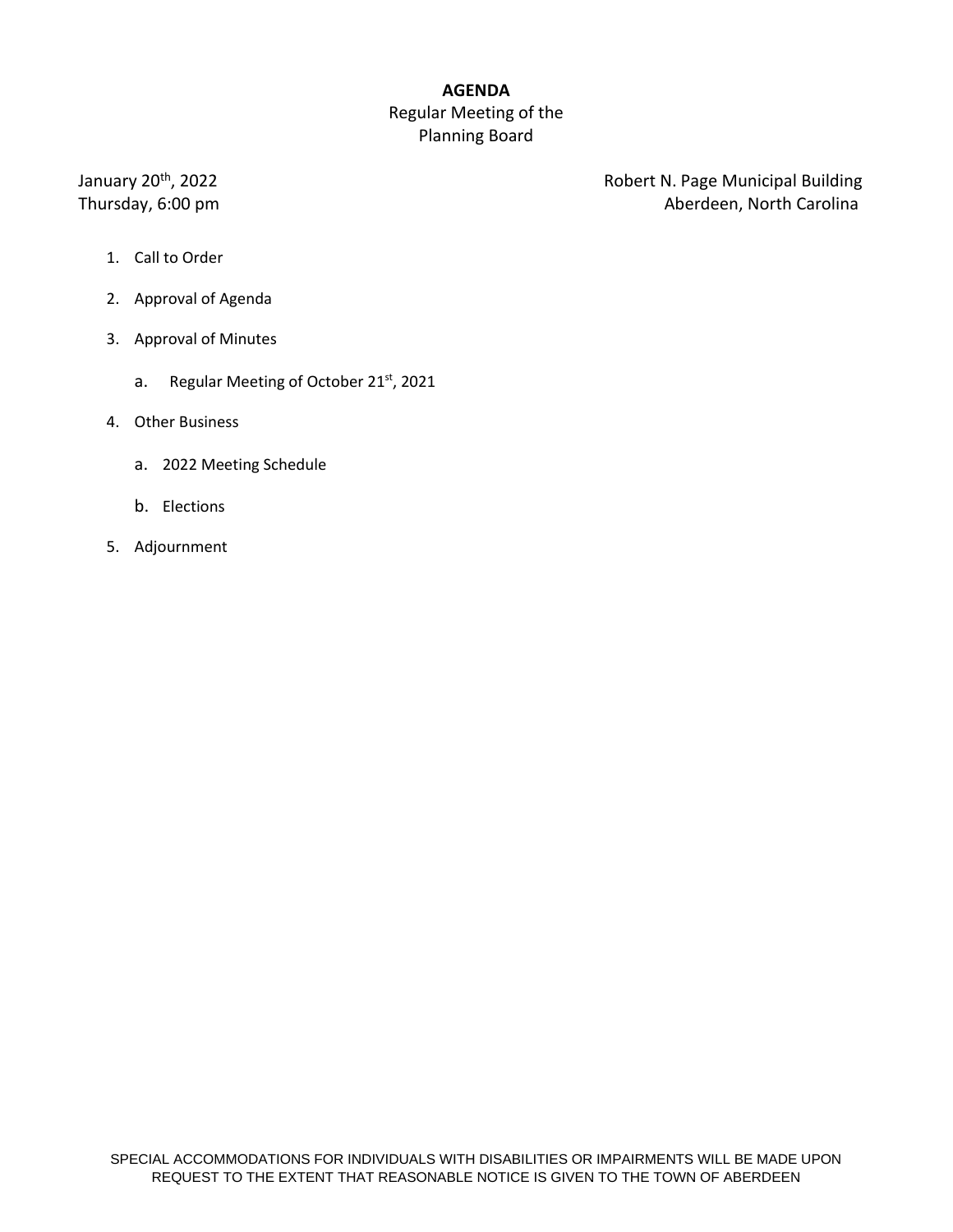# AGENDA

Regular Meeting of the
Planning Board

January 20th, 2022
Thursday, 6:00 pm

Robert N. Page Municipal Building
Aberdeen, North Carolina

1. Call to Order
2. Approval of Agenda
3. Approval of Minutes
   a. Regular Meeting of October 21st, 2021
4. Other Business
   a. 2022 Meeting Schedule
   b. Elections
5. Adjournment

SPECIAL ACCOMMODATIONS FOR INDIVIDUALS WITH DISABILITIES OR IMPAIRMENTS WILL BE MADE UPON REQUEST TO THE EXTENT THAT REASONABLE NOTICE IS GIVEN TO THE TOWN OF ABERDEEN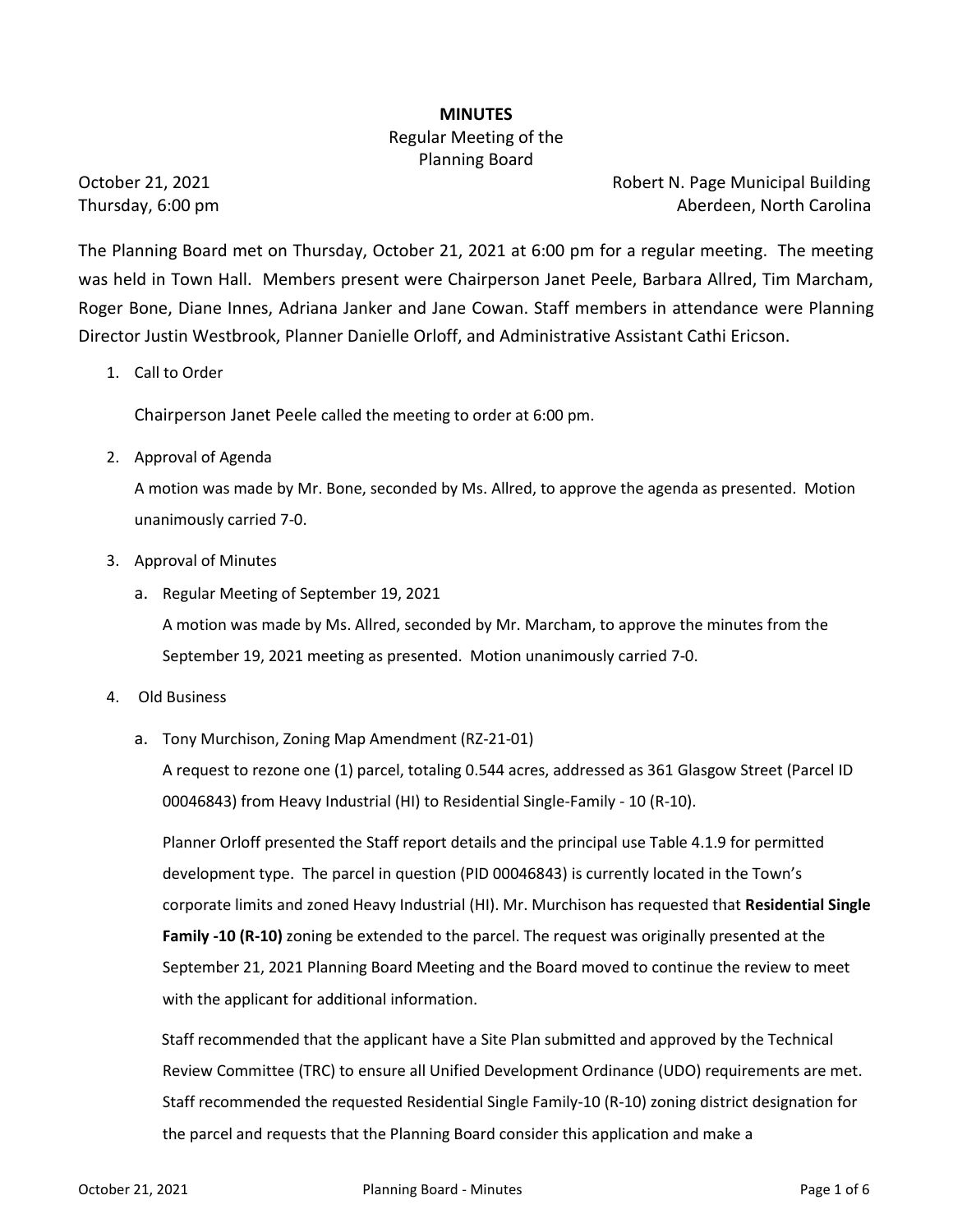# MINUTES

Regular Meeting of the
Planning Board

October 21, 2021
Thursday, 6:00 pm

Robert N. Page Municipal Building
Aberdeen, North Carolina

The Planning Board met on Thursday, October 21, 2021 at 6:00 pm for a regular meeting. The meeting was held in Town Hall. Members present were Chairperson Janet Peele, Barbara Allred, Tim Marcham, Roger Bone, Diane Innes, Adriana Janker and Jane Cowan. Staff members in attendance were Planning Director Justin Westbrook, Planner Danielle Orloff, and Administrative Assistant Cathi Ericson.

1. Call to Order

   Chairperson Janet Peele called the meeting to order at 6:00 pm.

2. Approval of Agenda

   A motion was made by Mr. Bone, seconded by Ms. Allred, to approve the agenda as presented. Motion unanimously carried 7-0.

3. Approval of Minutes

   a. Regular Meeting of September 19, 2021

      A motion was made by Ms. Allred, seconded by Mr. Marcham, to approve the minutes from the September 19, 2021 meeting as presented. Motion unanimously carried 7-0.

4. Old Business

   a. Tony Murchison, Zoning Map Amendment (RZ-21-01)

      A request to rezone one (1) parcel, totaling 0.544 acres, addressed as 361 Glasgow Street (Parcel ID 00046843) from Heavy Industrial (HI) to Residential Single-Family - 10 (R-10).

      Planner Orloff presented the Staff report details and the principal use Table 4.1.9 for permitted development type. The parcel in question (PID 00046843) is currently located in the Town's corporate limits and zoned Heavy Industrial (HI). Mr. Murchison has requested that **Residential Single Family -10 (R-10)** zoning be extended to the parcel. The request was originally presented at the September 21, 2021 Planning Board Meeting and the Board moved to continue the review to meet with the applicant for additional information.

      Staff recommended that the applicant have a Site Plan submitted and approved by the Technical Review Committee (TRC) to ensure all Unified Development Ordinance (UDO) requirements are met. Staff recommended the requested Residential Single Family-10 (R-10) zoning district designation for the parcel and requests that the Planning Board consider this application and make a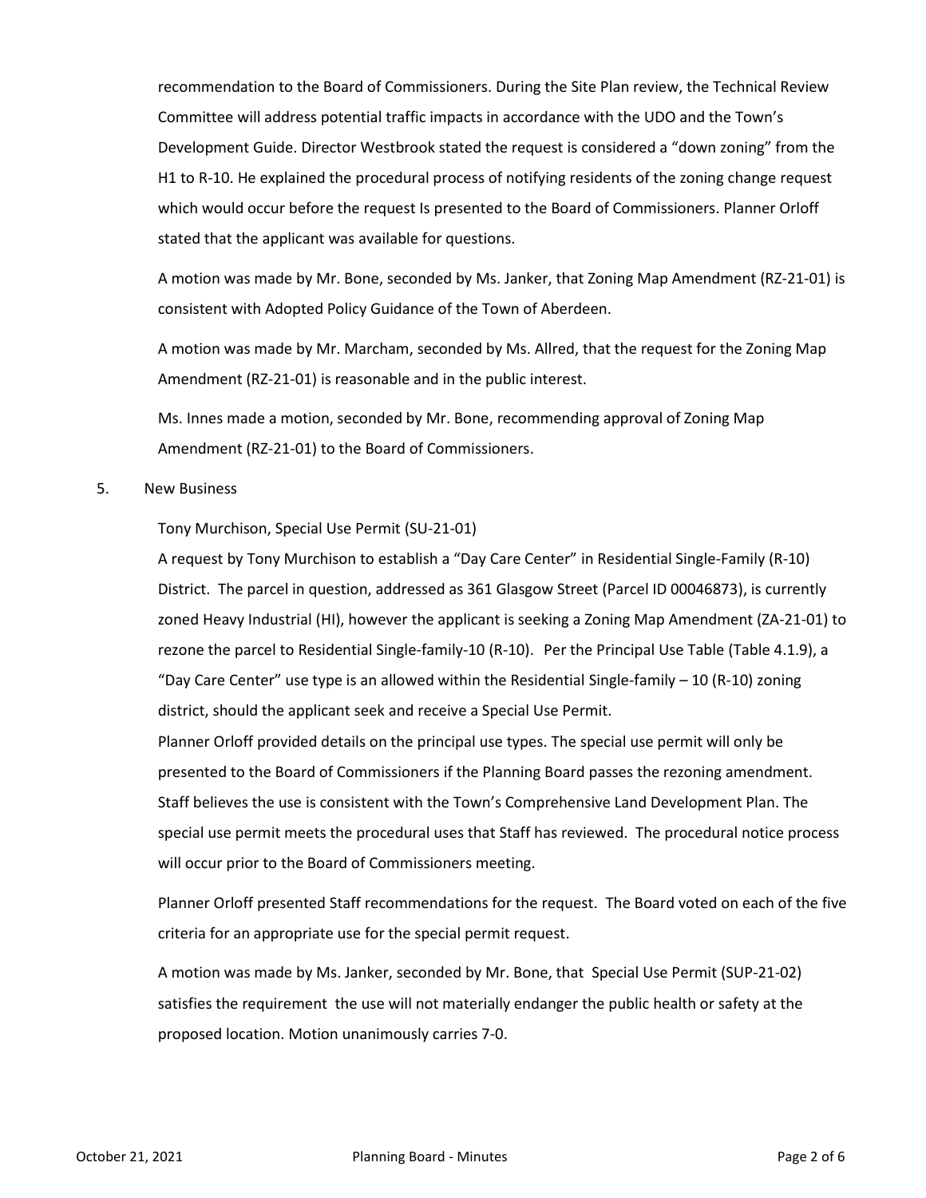recommendation to the Board of Commissioners. During the Site Plan review, the Technical Review Committee will address potential traffic impacts in accordance with the UDO and the Town's Development Guide. Director Westbrook stated the request is considered a "down zoning" from the H1 to R-10. He explained the procedural process of notifying residents of the zoning change request which would occur before the request Is presented to the Board of Commissioners. Planner Orloff stated that the applicant was available for questions.

A motion was made by Mr. Bone, seconded by Ms. Janker, that Zoning Map Amendment (RZ-21-01) is consistent with Adopted Policy Guidance of the Town of Aberdeen.

A motion was made by Mr. Marcham, seconded by Ms. Allred, that the request for the Zoning Map Amendment (RZ-21-01) is reasonable and in the public interest.

Ms. Innes made a motion, seconded by Mr. Bone, recommending approval of Zoning Map Amendment (RZ-21-01) to the Board of Commissioners.

5. New Business

Tony Murchison, Special Use Permit (SU-21-01)

A request by Tony Murchison to establish a "Day Care Center" in Residential Single-Family (R-10) District. The parcel in question, addressed as 361 Glasgow Street (Parcel ID 00046873), is currently zoned Heavy Industrial (HI), however the applicant is seeking a Zoning Map Amendment (ZA-21-01) to rezone the parcel to Residential Single-family-10 (R-10). Per the Principal Use Table (Table 4.1.9), a "Day Care Center" use type is an allowed within the Residential Single-family – 10 (R-10) zoning district, should the applicant seek and receive a Special Use Permit.

Planner Orloff provided details on the principal use types. The special use permit will only be presented to the Board of Commissioners if the Planning Board passes the rezoning amendment. Staff believes the use is consistent with the Town's Comprehensive Land Development Plan. The special use permit meets the procedural uses that Staff has reviewed. The procedural notice process will occur prior to the Board of Commissioners meeting.

Planner Orloff presented Staff recommendations for the request. The Board voted on each of the five criteria for an appropriate use for the special permit request.

A motion was made by Ms. Janker, seconded by Mr. Bone, that Special Use Permit (SUP-21-02) satisfies the requirement the use will not materially endanger the public health or safety at the proposed location. Motion unanimously carries 7-0.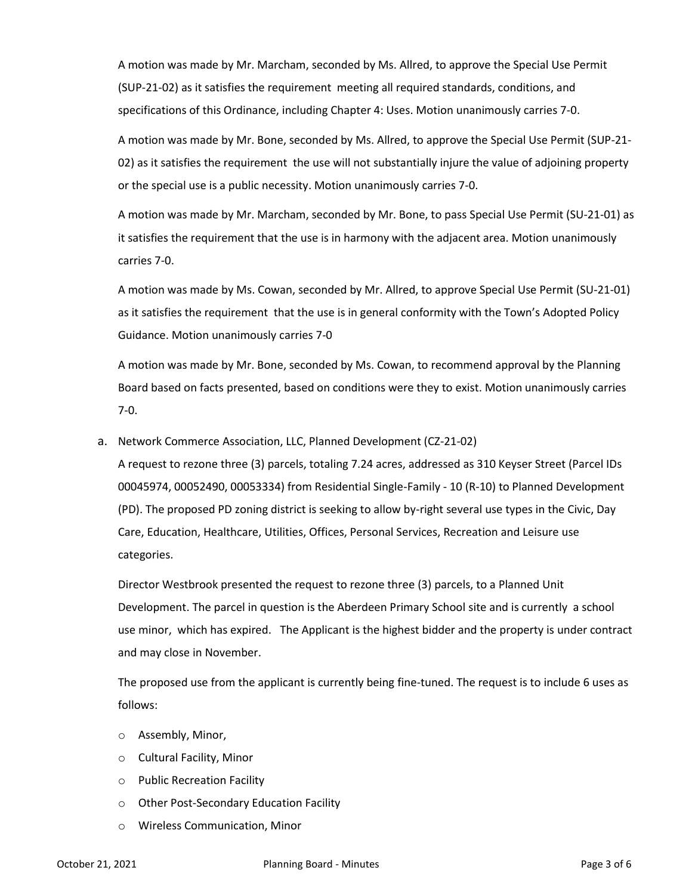A motion was made by Mr. Marcham, seconded by Ms. Allred, to approve the Special Use Permit (SUP-21-02) as it satisfies the requirement meeting all required standards, conditions, and specifications of this Ordinance, including Chapter 4: Uses. Motion unanimously carries 7-0.

A motion was made by Mr. Bone, seconded by Ms. Allred, to approve the Special Use Permit (SUP-21-02) as it satisfies the requirement the use will not substantially injure the value of adjoining property or the special use is a public necessity. Motion unanimously carries 7-0.

A motion was made by Mr. Marcham, seconded by Mr. Bone, to pass Special Use Permit (SU-21-01) as it satisfies the requirement that the use is in harmony with the adjacent area. Motion unanimously carries 7-0.

A motion was made by Ms. Cowan, seconded by Mr. Allred, to approve Special Use Permit (SU-21-01) as it satisfies the requirement that the use is in general conformity with the Town's Adopted Policy Guidance. Motion unanimously carries 7-0

A motion was made by Mr. Bone, seconded by Ms. Cowan, to recommend approval by the Planning Board based on facts presented, based on conditions were they to exist. Motion unanimously carries 7-0.

a. Network Commerce Association, LLC, Planned Development (CZ-21-02)
   A request to rezone three (3) parcels, totaling 7.24 acres, addressed as 310 Keyser Street (Parcel IDs 00045974, 00052490, 00053334) from Residential Single-Family - 10 (R-10) to Planned Development (PD). The proposed PD zoning district is seeking to allow by-right several use types in the Civic, Day Care, Education, Healthcare, Utilities, Offices, Personal Services, Recreation and Leisure use categories.

   Director Westbrook presented the request to rezone three (3) parcels, to a Planned Unit Development. The parcel in question is the Aberdeen Primary School site and is currently a school use minor, which has expired. The Applicant is the highest bidder and the property is under contract and may close in November.

   The proposed use from the applicant is currently being fine-tuned. The request is to include 6 uses as follows:

   - Assembly, Minor,
   - Cultural Facility, Minor
   - Public Recreation Facility
   - Other Post-Secondary Education Facility
   - Wireless Communication, Minor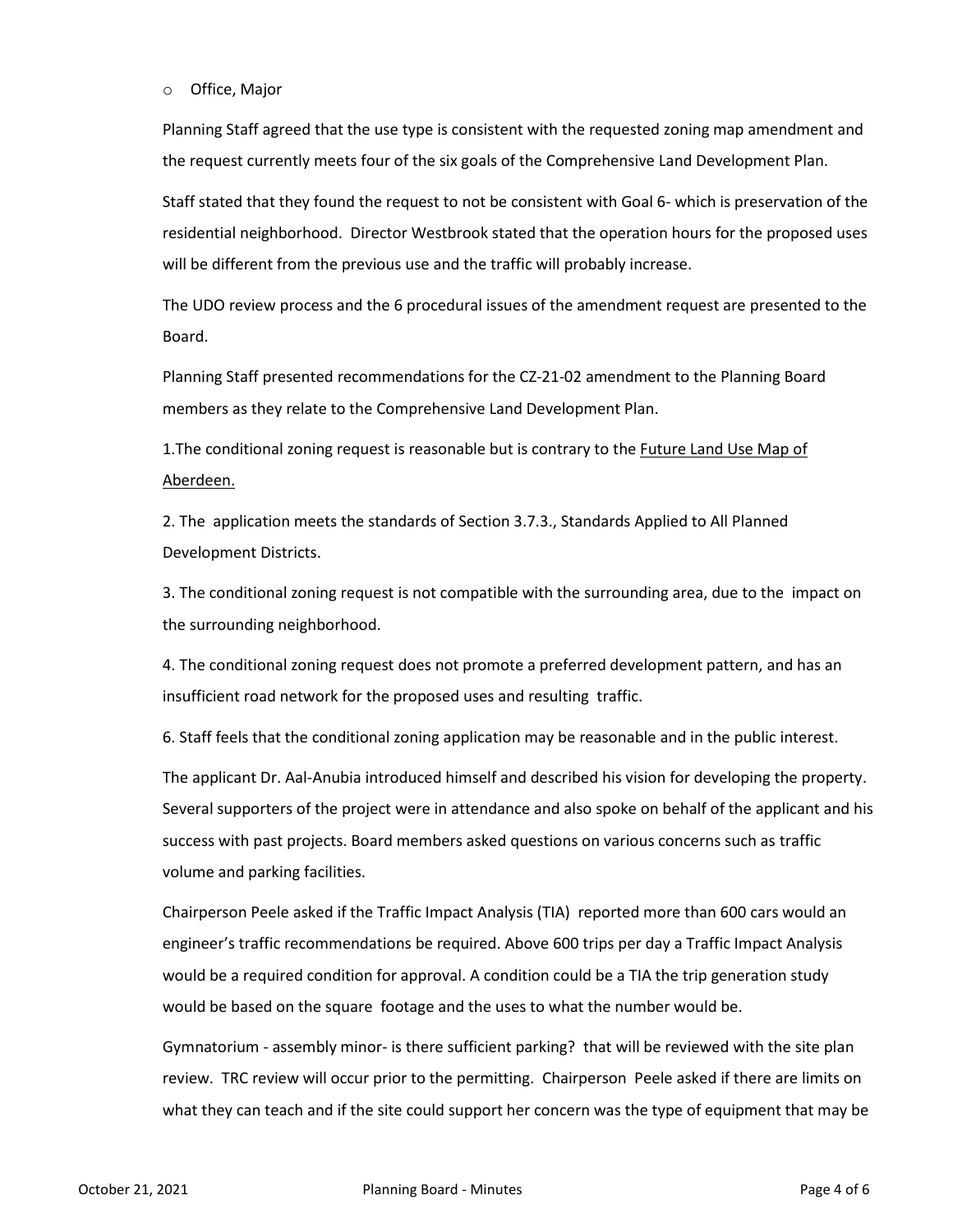- Office, Major

Planning Staff agreed that the use type is consistent with the requested zoning map amendment and the request currently meets four of the six goals of the Comprehensive Land Development Plan.

Staff stated that they found the request to not be consistent with Goal 6- which is preservation of the residential neighborhood. Director Westbrook stated that the operation hours for the proposed uses will be different from the previous use and the traffic will probably increase.

The UDO review process and the 6 procedural issues of the amendment request are presented to the Board.

Planning Staff presented recommendations for the CZ-21-02 amendment to the Planning Board members as they relate to the Comprehensive Land Development Plan.

1.The conditional zoning request is reasonable but is contrary to the Future Land Use Map of Aberdeen.

2. The application meets the standards of Section 3.7.3., Standards Applied to All Planned Development Districts.

3. The conditional zoning request is not compatible with the surrounding area, due to the impact on the surrounding neighborhood.

4. The conditional zoning request does not promote a preferred development pattern, and has an insufficient road network for the proposed uses and resulting traffic.

6. Staff feels that the conditional zoning application may be reasonable and in the public interest.

The applicant Dr. Aal-Anubia introduced himself and described his vision for developing the property. Several supporters of the project were in attendance and also spoke on behalf of the applicant and his success with past projects. Board members asked questions on various concerns such as traffic volume and parking facilities.

Chairperson Peele asked if the Traffic Impact Analysis (TIA) reported more than 600 cars would an engineer's traffic recommendations be required. Above 600 trips per day a Traffic Impact Analysis would be a required condition for approval. A condition could be a TIA the trip generation study would be based on the square footage and the uses to what the number would be.

Gymnatorium - assembly minor- is there sufficient parking? that will be reviewed with the site plan review. TRC review will occur prior to the permitting. Chairperson Peele asked if there are limits on what they can teach and if the site could support her concern was the type of equipment that may be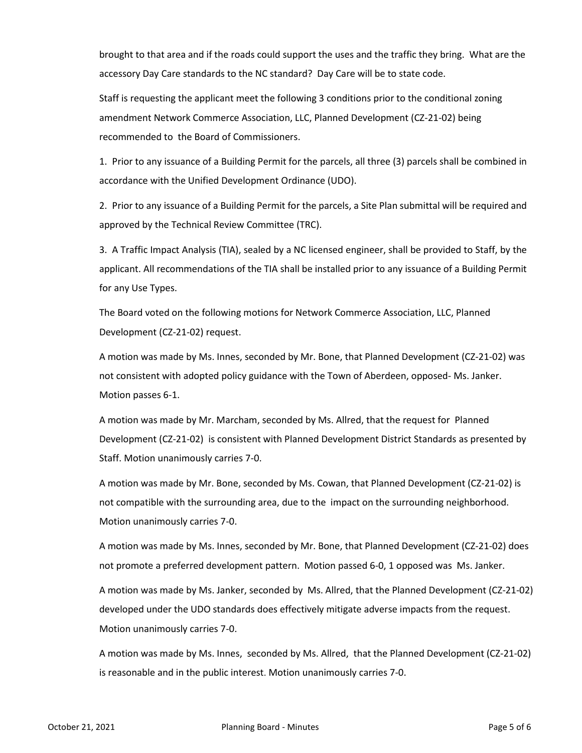brought to that area and if the roads could support the uses and the traffic they bring. What are the accessory Day Care standards to the NC standard? Day Care will be to state code.

Staff is requesting the applicant meet the following 3 conditions prior to the conditional zoning amendment Network Commerce Association, LLC, Planned Development (CZ-21-02) being recommended to the Board of Commissioners.

1. Prior to any issuance of a Building Permit for the parcels, all three (3) parcels shall be combined in accordance with the Unified Development Ordinance (UDO).

2. Prior to any issuance of a Building Permit for the parcels, a Site Plan submittal will be required and approved by the Technical Review Committee (TRC).

3. A Traffic Impact Analysis (TIA), sealed by a NC licensed engineer, shall be provided to Staff, by the applicant. All recommendations of the TIA shall be installed prior to any issuance of a Building Permit for any Use Types.

The Board voted on the following motions for Network Commerce Association, LLC, Planned Development (CZ-21-02) request.

A motion was made by Ms. Innes, seconded by Mr. Bone, that Planned Development (CZ-21-02) was not consistent with adopted policy guidance with the Town of Aberdeen, opposed- Ms. Janker. Motion passes 6-1.

A motion was made by Mr. Marcham, seconded by Ms. Allred, that the request for Planned Development (CZ-21-02) is consistent with Planned Development District Standards as presented by Staff. Motion unanimously carries 7-0.

A motion was made by Mr. Bone, seconded by Ms. Cowan, that Planned Development (CZ-21-02) is not compatible with the surrounding area, due to the impact on the surrounding neighborhood. Motion unanimously carries 7-0.

A motion was made by Ms. Innes, seconded by Mr. Bone, that Planned Development (CZ-21-02) does not promote a preferred development pattern. Motion passed 6-0, 1 opposed was Ms. Janker.

A motion was made by Ms. Janker, seconded by Ms. Allred, that the Planned Development (CZ-21-02) developed under the UDO standards does effectively mitigate adverse impacts from the request. Motion unanimously carries 7-0.

A motion was made by Ms. Innes, seconded by Ms. Allred, that the Planned Development (CZ-21-02) is reasonable and in the public interest. Motion unanimously carries 7-0.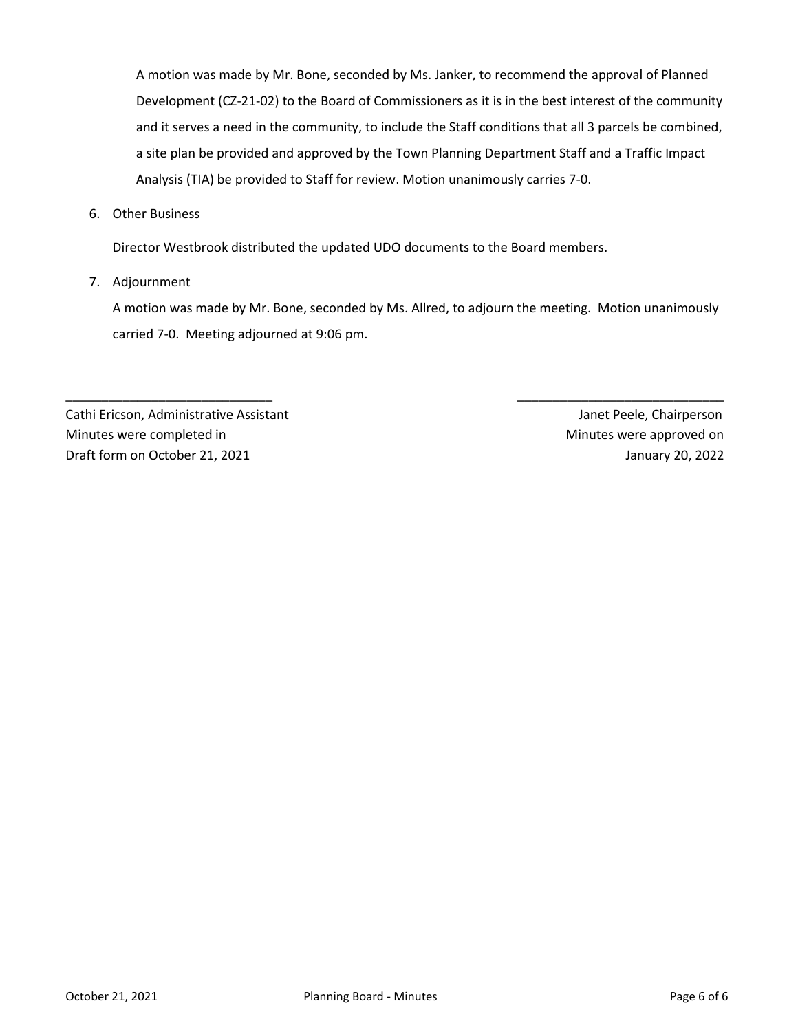A motion was made by Mr. Bone, seconded by Ms. Janker, to recommend the approval of Planned Development (CZ-21-02) to the Board of Commissioners as it is in the best interest of the community and it serves a need in the community, to include the Staff conditions that all 3 parcels be combined, a site plan be provided and approved by the Town Planning Department Staff and a Traffic Impact Analysis (TIA) be provided to Staff for review. Motion unanimously carries 7-0.

6. Other Business

   Director Westbrook distributed the updated UDO documents to the Board members.

7. Adjournment

   A motion was made by Mr. Bone, seconded by Ms. Allred, to adjourn the meeting. Motion unanimously carried 7-0. Meeting adjourned at 9:06 pm.

\_\_\_\_\_\_\_\_\_\_\_\_\_\_\_\_\_\_\_\_\_\_\_\_\_\_\_\_\_\_
Cathi Ericson, Administrative Assistant
Minutes were completed in
Draft form on October 21, 2021

\_\_\_\_\_\_\_\_\_\_\_\_\_\_\_\_\_\_\_\_\_\_\_\_\_\_\_\_\_\_
Janet Peele, Chairperson
Minutes were approved on
January 20, 2022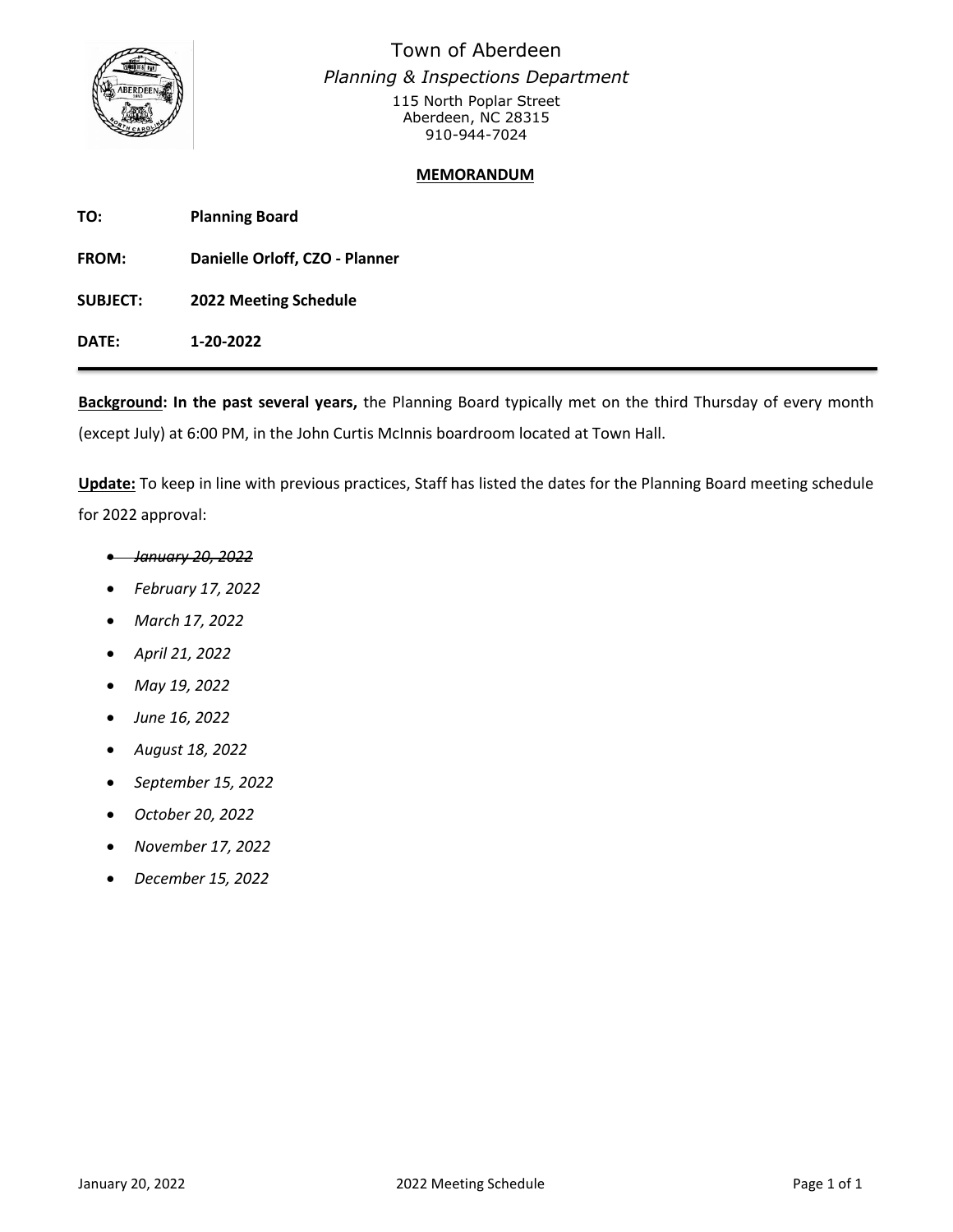Town of Aberdeen

*Planning & Inspections Department*

115 North Poplar Street
Aberdeen, NC 28315
910-944-7024

**MEMORANDUM**

**TO:** **Planning Board**

**FROM:** **Danielle Orloff, CZO - Planner**

**SUBJECT:** **2022 Meeting Schedule**

**DATE:** **1-20-2022**

---

**Background: In the past several years,** the Planning Board typically met on the third Thursday of every month (except July) at 6:00 PM, in the John Curtis McInnis boardroom located at Town Hall.

**Update:** To keep in line with previous practices, Staff has listed the dates for the Planning Board meeting schedule for 2022 approval:

- ~~*January 20, 2022*~~
- *February 17, 2022*
- *March 17, 2022*
- *April 21, 2022*
- *May 19, 2022*
- *June 16, 2022*
- *August 18, 2022*
- *September 15, 2022*
- *October 20, 2022*
- *November 17, 2022*
- *December 15, 2022*